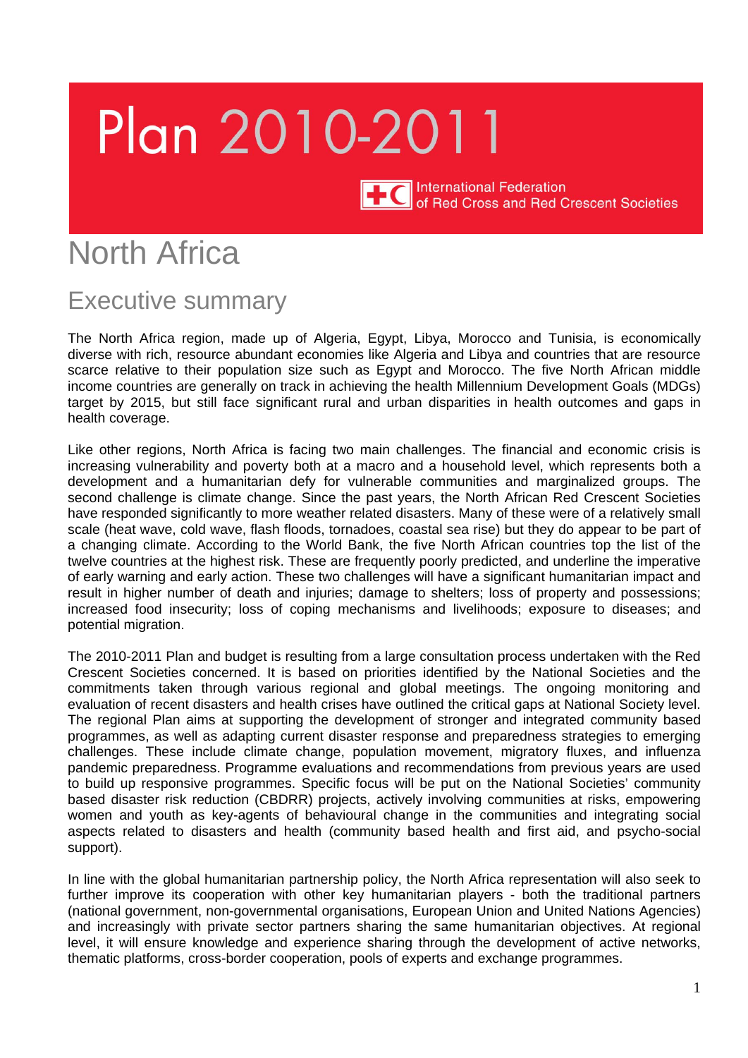# Plan 2010-2011

International Federation of Red Cross and Red Crescent Societies

# North Africa

## Executive summary

The North Africa region, made up of Algeria, Egypt, Libya, Morocco and Tunisia, is economically diverse with rich, resource abundant economies like Algeria and Libya and countries that are resource scarce relative to their population size such as Egypt and Morocco. The five North African middle income countries are generally on track in achieving the health Millennium Development Goals (MDGs) target by 2015, but still face significant rural and urban disparities in health outcomes and gaps in health coverage.

Like other regions, North Africa is facing two main challenges. The financial and economic crisis is increasing vulnerability and poverty both at a macro and a household level, which represents both a development and a humanitarian defy for vulnerable communities and marginalized groups. The second challenge is climate change. Since the past years, the North African Red Crescent Societies have responded significantly to more weather related disasters. Many of these were of a relatively small scale (heat wave, cold wave, flash floods, tornadoes, coastal sea rise) but they do appear to be part of a changing climate. According to the World Bank, the five North African countries top the list of the twelve countries at the highest risk. These are frequently poorly predicted, and underline the imperative of early warning and early action. These two challenges will have a significant humanitarian impact and result in higher number of death and injuries; damage to shelters; loss of property and possessions; increased food insecurity; loss of coping mechanisms and livelihoods; exposure to diseases; and potential migration.

The 2010-2011 Plan and budget is resulting from a large consultation process undertaken with the Red Crescent Societies concerned. It is based on priorities identified by the National Societies and the commitments taken through various regional and global meetings. The ongoing monitoring and evaluation of recent disasters and health crises have outlined the critical gaps at National Society level. The regional Plan aims at supporting the development of stronger and integrated community based programmes, as well as adapting current disaster response and preparedness strategies to emerging challenges. These include climate change, population movement, migratory fluxes, and influenza pandemic preparedness. Programme evaluations and recommendations from previous years are used to build up responsive programmes. Specific focus will be put on the National Societies' community based disaster risk reduction (CBDRR) projects, actively involving communities at risks, empowering women and youth as key-agents of behavioural change in the communities and integrating social aspects related to disasters and health (community based health and first aid, and psycho-social support).

In line with the global humanitarian partnership policy, the North Africa representation will also seek to further improve its cooperation with other key humanitarian players - both the traditional partners (national government, non-governmental organisations, European Union and United Nations Agencies) and increasingly with private sector partners sharing the same humanitarian objectives. At regional level, it will ensure knowledge and experience sharing through the development of active networks, thematic platforms, cross-border cooperation, pools of experts and exchange programmes.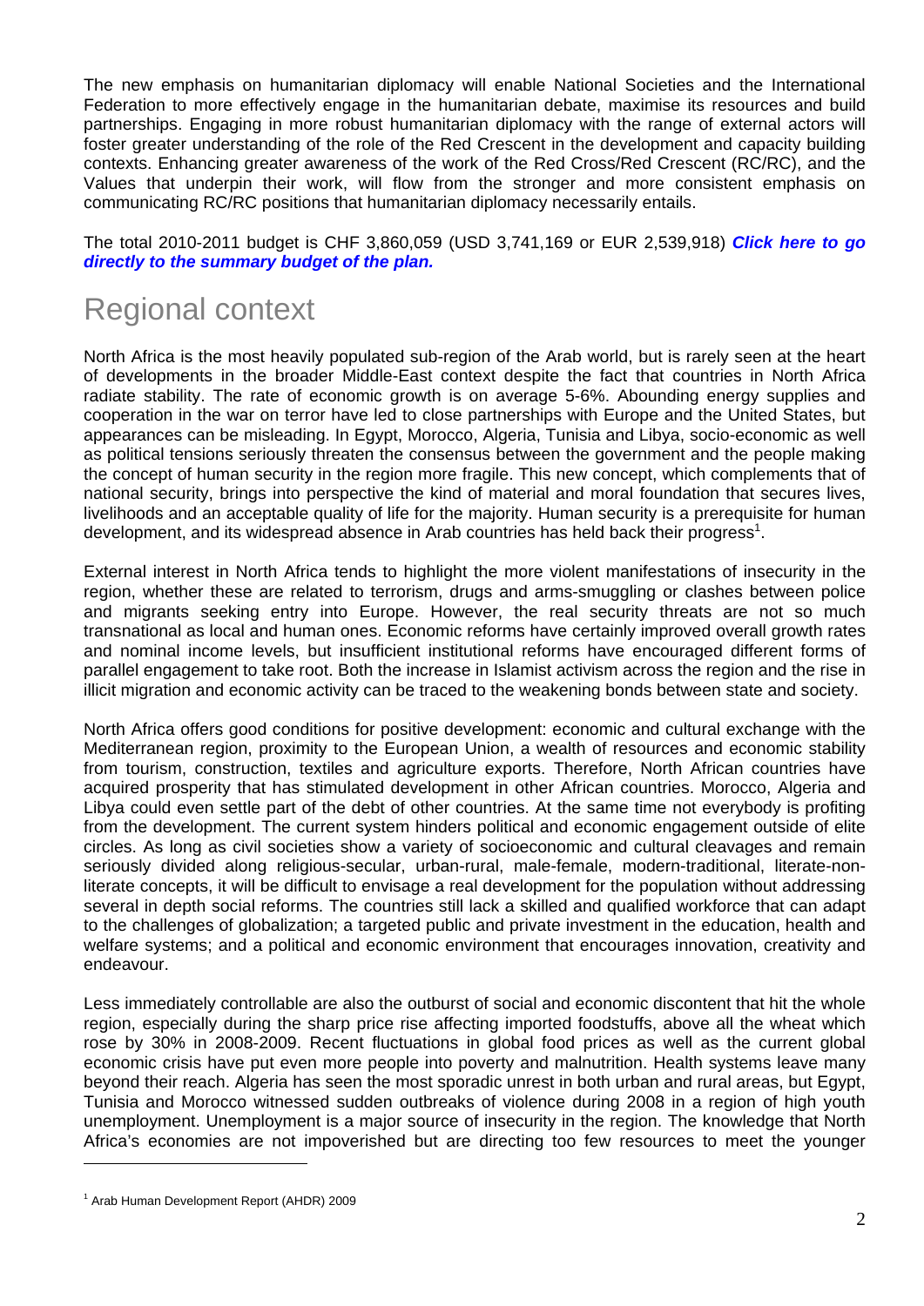The new emphasis on humanitarian diplomacy will enable National Societies and the International Federation to more effectively engage in the humanitarian debate, maximise its resources and build partnerships. Engaging in more robust humanitarian diplomacy with the range of external actors will foster greater understanding of the role of the Red Crescent in the development and capacity building contexts. Enhancing greater awareness of the work of the Red Cross/Red Crescent (RC/RC), and the Values that underpin their work, will flow from the stronger and more consistent emphasis on communicating RC/RC positions that humanitarian diplomacy necessarily entails.

The total 2010-2011 budget is CHF 3,860,059 (USD 3,741,169 or EUR 2,539,918) ***Click here to go directly to the summary budget of the plan.***

# Regional context

North Africa is the most heavily populated sub-region of the Arab world, but is rarely seen at the heart of developments in the broader Middle-East context despite the fact that countries in North Africa radiate stability. The rate of economic growth is on average 5-6%. Abounding energy supplies and cooperation in the war on terror have led to close partnerships with Europe and the United States, but appearances can be misleading. In Egypt, Morocco, Algeria, Tunisia and Libya, socio-economic as well as political tensions seriously threaten the consensus between the government and the people making the concept of human security in the region more fragile. This new concept, which complements that of national security, brings into perspective the kind of material and moral foundation that secures lives, livelihoods and an acceptable quality of life for the majority. Human security is a prerequisite for human development, and its widespread absence in Arab countries has held back their progress[1].

External interest in North Africa tends to highlight the more violent manifestations of insecurity in the region, whether these are related to terrorism, drugs and arms-smuggling or clashes between police and migrants seeking entry into Europe. However, the real security threats are not so much transnational as local and human ones. Economic reforms have certainly improved overall growth rates and nominal income levels, but insufficient institutional reforms have encouraged different forms of parallel engagement to take root. Both the increase in Islamist activism across the region and the rise in illicit migration and economic activity can be traced to the weakening bonds between state and society.

North Africa offers good conditions for positive development: economic and cultural exchange with the Mediterranean region, proximity to the European Union, a wealth of resources and economic stability from tourism, construction, textiles and agriculture exports. Therefore, North African countries have acquired prosperity that has stimulated development in other African countries. Morocco, Algeria and Libya could even settle part of the debt of other countries. At the same time not everybody is profiting from the development. The current system hinders political and economic engagement outside of elite circles. As long as civil societies show a variety of socioeconomic and cultural cleavages and remain seriously divided along religious-secular, urban-rural, male-female, modern-traditional, literate-non-literate concepts, it will be difficult to envisage a real development for the population without addressing several in depth social reforms. The countries still lack a skilled and qualified workforce that can adapt to the challenges of globalization; a targeted public and private investment in the education, health and welfare systems; and a political and economic environment that encourages innovation, creativity and endeavour.

Less immediately controllable are also the outburst of social and economic discontent that hit the whole region, especially during the sharp price rise affecting imported foodstuffs, above all the wheat which rose by 30% in 2008-2009. Recent fluctuations in global food prices as well as the current global economic crisis have put even more people into poverty and malnutrition. Health systems leave many beyond their reach. Algeria has seen the most sporadic unrest in both urban and rural areas, but Egypt, Tunisia and Morocco witnessed sudden outbreaks of violence during 2008 in a region of high youth unemployment. Unemployment is a major source of insecurity in the region. The knowledge that North Africa's economies are not impoverished but are directing too few resources to meet the younger

[1] Arab Human Development Report (AHDR) 2009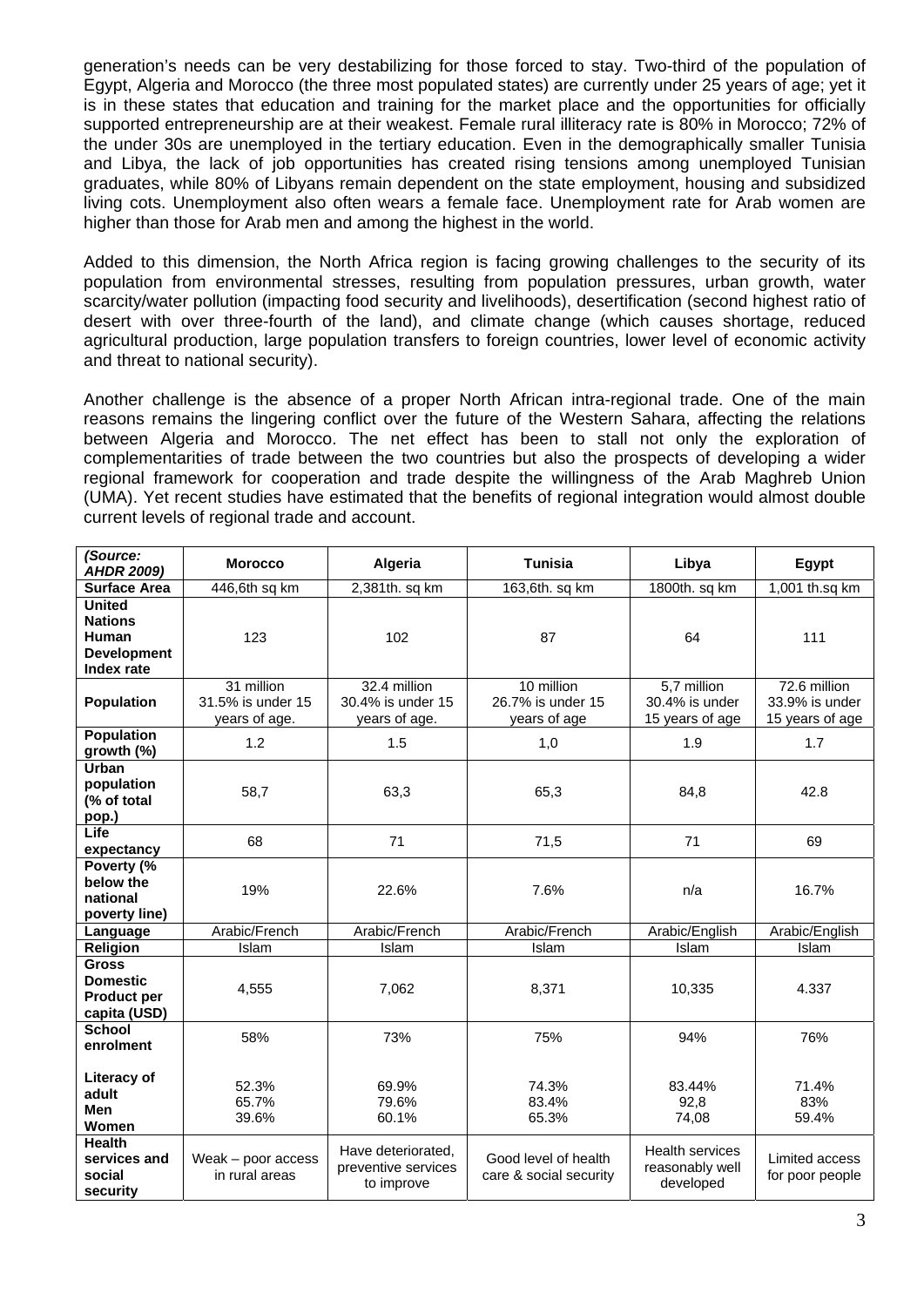generation's needs can be very destabilizing for those forced to stay. Two-third of the population of Egypt, Algeria and Morocco (the three most populated states) are currently under 25 years of age; yet it is in these states that education and training for the market place and the opportunities for officially supported entrepreneurship are at their weakest. Female rural illiteracy rate is 80% in Morocco; 72% of the under 30s are unemployed in the tertiary education. Even in the demographically smaller Tunisia and Libya, the lack of job opportunities has created rising tensions among unemployed Tunisian graduates, while 80% of Libyans remain dependent on the state employment, housing and subsidized living cots. Unemployment also often wears a female face. Unemployment rate for Arab women are higher than those for Arab men and among the highest in the world.

Added to this dimension, the North Africa region is facing growing challenges to the security of its population from environmental stresses, resulting from population pressures, urban growth, water scarcity/water pollution (impacting food security and livelihoods), desertification (second highest ratio of desert with over three-fourth of the land), and climate change (which causes shortage, reduced agricultural production, large population transfers to foreign countries, lower level of economic activity and threat to national security).

Another challenge is the absence of a proper North African intra-regional trade. One of the main reasons remains the lingering conflict over the future of the Western Sahara, affecting the relations between Algeria and Morocco. The net effect has been to stall not only the exploration of complementarities of trade between the two countries but also the prospects of developing a wider regional framework for cooperation and trade despite the willingness of the Arab Maghreb Union (UMA). Yet recent studies have estimated that the benefits of regional integration would almost double current levels of regional trade and account.

| ***(Source: AHDR 2009)*** | **Morocco** | **Algeria** | **Tunisia** | **Libya** | **Egypt** |
|---|---|---|---|---|---|
| **Surface Area** | 446,6th sq km | 2,381th. sq km | 163,6th. sq km | 1800th. sq km | 1,001 th.sq km |
| **United Nations Human Development Index rate** | 123 | 102 | 87 | 64 | 111 |
| **Population** | 31 million 31.5% is under 15 years of age. | 32.4 million 30.4% is under 15 years of age. | 10 million 26.7% is under 15 years of age | 5,7 million 30.4% is under 15 years of age | 72.6 million 33.9% is under 15 years of age |
| **Population growth (%)** | 1.2 | 1.5 | 1,0 | 1.9 | 1.7 |
| **Urban population (% of total pop.)** | 58,7 | 63,3 | 65,3 | 84,8 | 42.8 |
| **Life expectancy** | 68 | 71 | 71,5 | 71 | 69 |
| **Poverty (% below the national poverty line)** | 19% | 22.6% | 7.6% | n/a | 16.7% |
| **Language** | Arabic/French | Arabic/French | Arabic/French | Arabic/English | Arabic/English |
| **Religion** | Islam | Islam | Islam | Islam | Islam |
| **Gross Domestic Product per capita (USD)** | 4,555 | 7,062 | 8,371 | 10,335 | 4.337 |
| **School enrolment** | 58% | 73% | 75% | 94% | 76% |
| **Literacy of adult Men Women** | 52.3% 65.7% 39.6% | 69.9% 79.6% 60.1% | 74.3% 83.4% 65.3% | 83.44% 92,8 74,08 | 71.4% 83% 59.4% |
| **Health services and social security** | Weak – poor access in rural areas | Have deteriorated, preventive services to improve | Good level of health care & social security | Health services reasonably well developed | Limited access for poor people |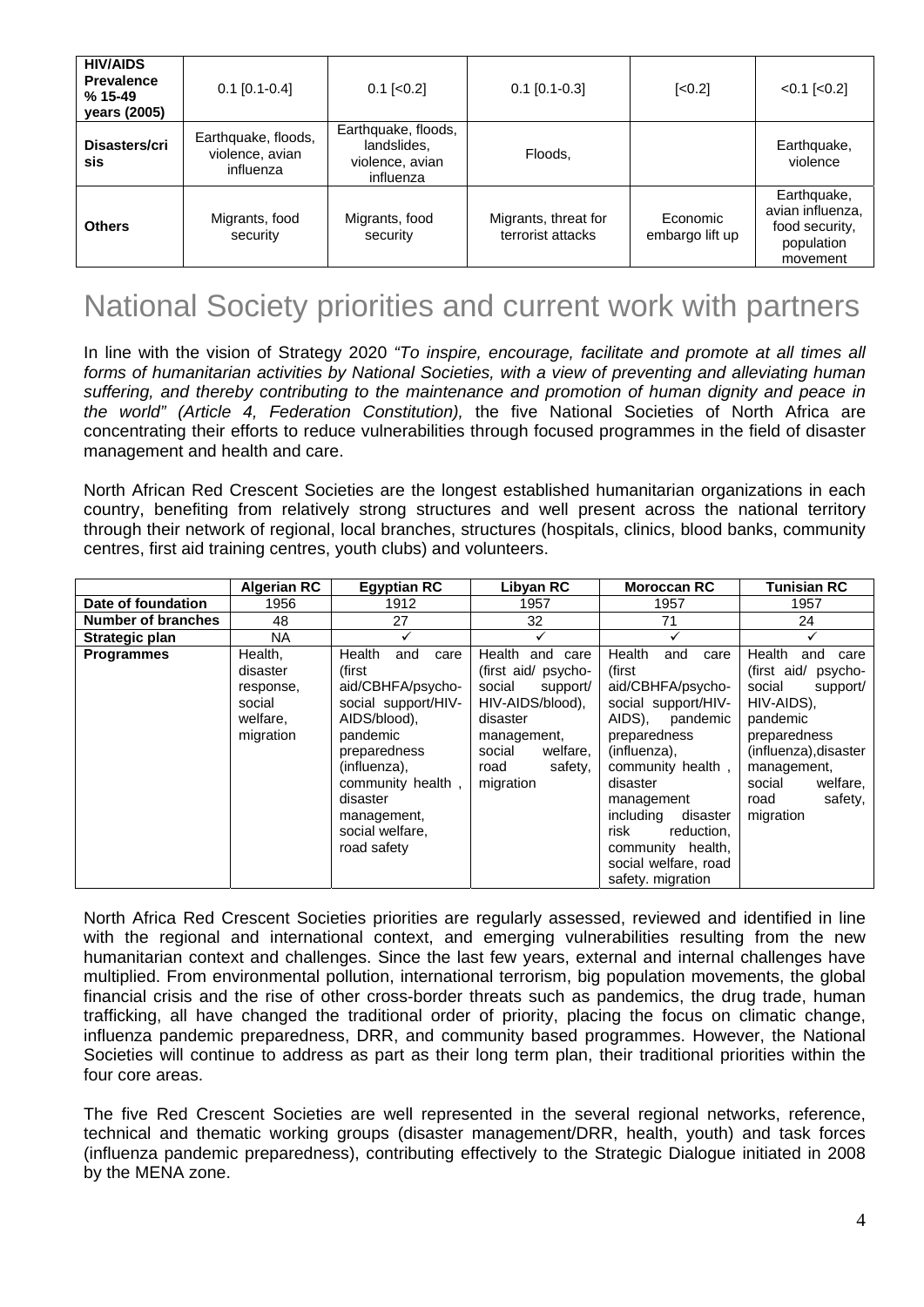| **HIV/AIDS Prevalence % 15-49 years (2005)** | 0.1 [0.1-0.4] | 0.1 [<0.2] | 0.1 [0.1-0.3] | [<0.2] | <0.1 [<0.2] |
|---|---|---|---|---|---|
| **Disasters/crisis** | Earthquake, floods, violence, avian influenza | Earthquake, floods, landslides, violence, avian influenza | Floods, | | Earthquake, violence |
| **Others** | Migrants, food security | Migrants, food security | Migrants, threat for terrorist attacks | Economic embargo lift up | Earthquake, avian influenza, food security, population movement |

# National Society priorities and current work with partners

In line with the vision of Strategy 2020 *"To inspire, encourage, facilitate and promote at all times all forms of humanitarian activities by National Societies, with a view of preventing and alleviating human suffering, and thereby contributing to the maintenance and promotion of human dignity and peace in the world" (Article 4, Federation Constitution),* the five National Societies of North Africa are concentrating their efforts to reduce vulnerabilities through focused programmes in the field of disaster management and health and care.

North African Red Crescent Societies are the longest established humanitarian organizations in each country, benefiting from relatively strong structures and well present across the national territory through their network of regional, local branches, structures (hospitals, clinics, blood banks, community centres, first aid training centres, youth clubs) and volunteers.

| | **Algerian RC** | **Egyptian RC** | **Libyan RC** | **Moroccan RC** | **Tunisian RC** |
|---|---|---|---|---|---|
| **Date of foundation** | 1956 | 1912 | 1957 | 1957 | 1957 |
| **Number of branches** | 48 | 27 | 32 | 71 | 24 |
| **Strategic plan** | NA | ✓ | ✓ | ✓ | ✓ |
| **Programmes** | Health, disaster response, social welfare, migration | Health and care (first aid/CBHFA/psycho-social support/HIV-AIDS/blood), pandemic preparedness (influenza), community health , disaster management, social welfare, road safety | Health and care (first aid/ psycho-social support/ HIV-AIDS/blood), disaster management, social welfare, road safety, migration | Health and care (first aid/CBHFA/psycho-social support/HIV-AIDS), pandemic preparedness (influenza), community health , disaster management including disaster risk reduction, community health, social welfare, road safety. migration | Health and care (first aid/ psycho-social support/ HIV-AIDS), pandemic preparedness (influenza),disaster management, social welfare, road safety, migration |

North Africa Red Crescent Societies priorities are regularly assessed, reviewed and identified in line with the regional and international context, and emerging vulnerabilities resulting from the new humanitarian context and challenges. Since the last few years, external and internal challenges have multiplied. From environmental pollution, international terrorism, big population movements, the global financial crisis and the rise of other cross-border threats such as pandemics, the drug trade, human trafficking, all have changed the traditional order of priority, placing the focus on climatic change, influenza pandemic preparedness, DRR, and community based programmes. However, the National Societies will continue to address as part as their long term plan, their traditional priorities within the four core areas.

The five Red Crescent Societies are well represented in the several regional networks, reference, technical and thematic working groups (disaster management/DRR, health, youth) and task forces (influenza pandemic preparedness), contributing effectively to the Strategic Dialogue initiated in 2008 by the MENA zone.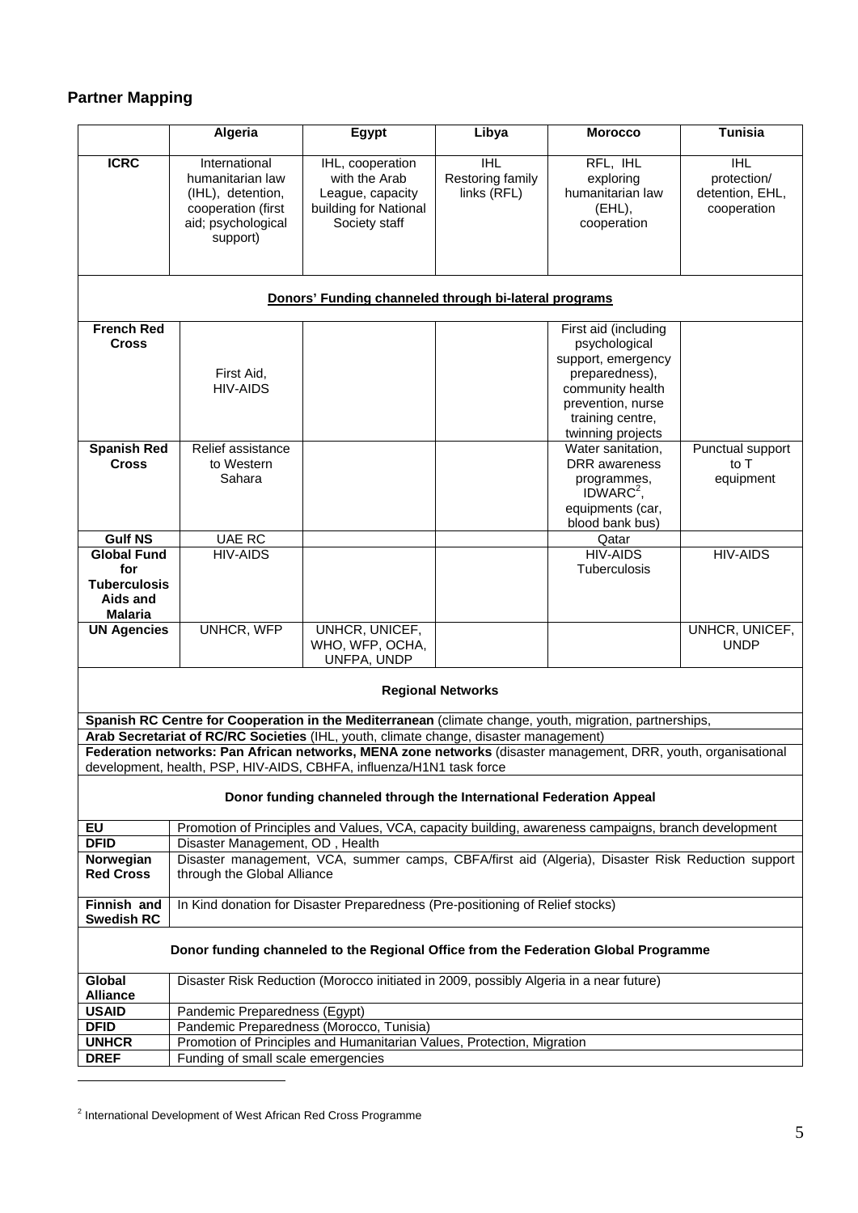## Partner Mapping

| | Algeria | Egypt | Libya | Morocco | Tunisia |
|---|---|---|---|---|---|
| **ICRC** | International humanitarian law (IHL), detention, cooperation (first aid; psychological support) | IHL, cooperation with the Arab League, capacity building for National Society staff | IHL Restoring family links (RFL) | RFL, IHL exploring humanitarian law (EHL), cooperation | IHL protection/ detention, EHL, cooperation |
| **Donors' Funding channeled through bi-lateral programs** | | | | | |
| **French Red Cross** | First Aid, HIV-AIDS | | | First aid (including psychological support, emergency preparedness), community health prevention, nurse training centre, twinning projects | |
| **Spanish Red Cross** | Relief assistance to Western Sahara | | | Water sanitation, DRR awareness programmes, IDWARC[2], equipments (car, blood bank bus) | Punctual support to T equipment |
| **Gulf NS** | UAE RC | | | Qatar | |
| **Global Fund for Tuberculosis Aids and Malaria** | HIV-AIDS | | | HIV-AIDS Tuberculosis | HIV-AIDS |
| **UN Agencies** | UNHCR, WFP | UNHCR, UNICEF, WHO, WFP, OCHA, UNFPA, UNDP | | | UNHCR, UNICEF, UNDP |
| **Regional Networks** | | | | | |
| **Spanish RC Centre for Cooperation in the Mediterranean** (climate change, youth, migration, partnerships, | | | | | |
| **Arab Secretariat of RC/RC Societies** (IHL, youth, climate change, disaster management) | | | | | |
| **Federation networks: Pan African networks, MENA zone networks** (disaster management, DRR, youth, organisational development, health, PSP, HIV-AIDS, CBHFA, influenza/H1N1 task force | | | | | |
| **Donor funding channeled through the International Federation Appeal** | | | | | |
| **EU** | Promotion of Principles and Values, VCA, capacity building, awareness campaigns, branch development | | | | |
| **DFID** | Disaster Management, OD , Health | | | | |
| **Norwegian Red Cross** | Disaster management, VCA, summer camps, CBFA/first aid (Algeria), Disaster Risk Reduction support through the Global Alliance | | | | |
| **Finnish and Swedish RC** | In Kind donation for Disaster Preparedness (Pre-positioning of Relief stocks) | | | | |
| **Donor funding channeled to the Regional Office from the Federation Global Programme** | | | | | |
| **Global Alliance** | Disaster Risk Reduction (Morocco initiated in 2009, possibly Algeria in a near future) | | | | |
| **USAID** | Pandemic Preparedness (Egypt) | | | | |
| **DFID** | Pandemic Preparedness (Morocco, Tunisia) | | | | |
| **UNHCR** | Promotion of Principles and Humanitarian Values, Protection, Migration | | | | |
| **DREF** | Funding of small scale emergencies | | | | |

[2] International Development of West African Red Cross Programme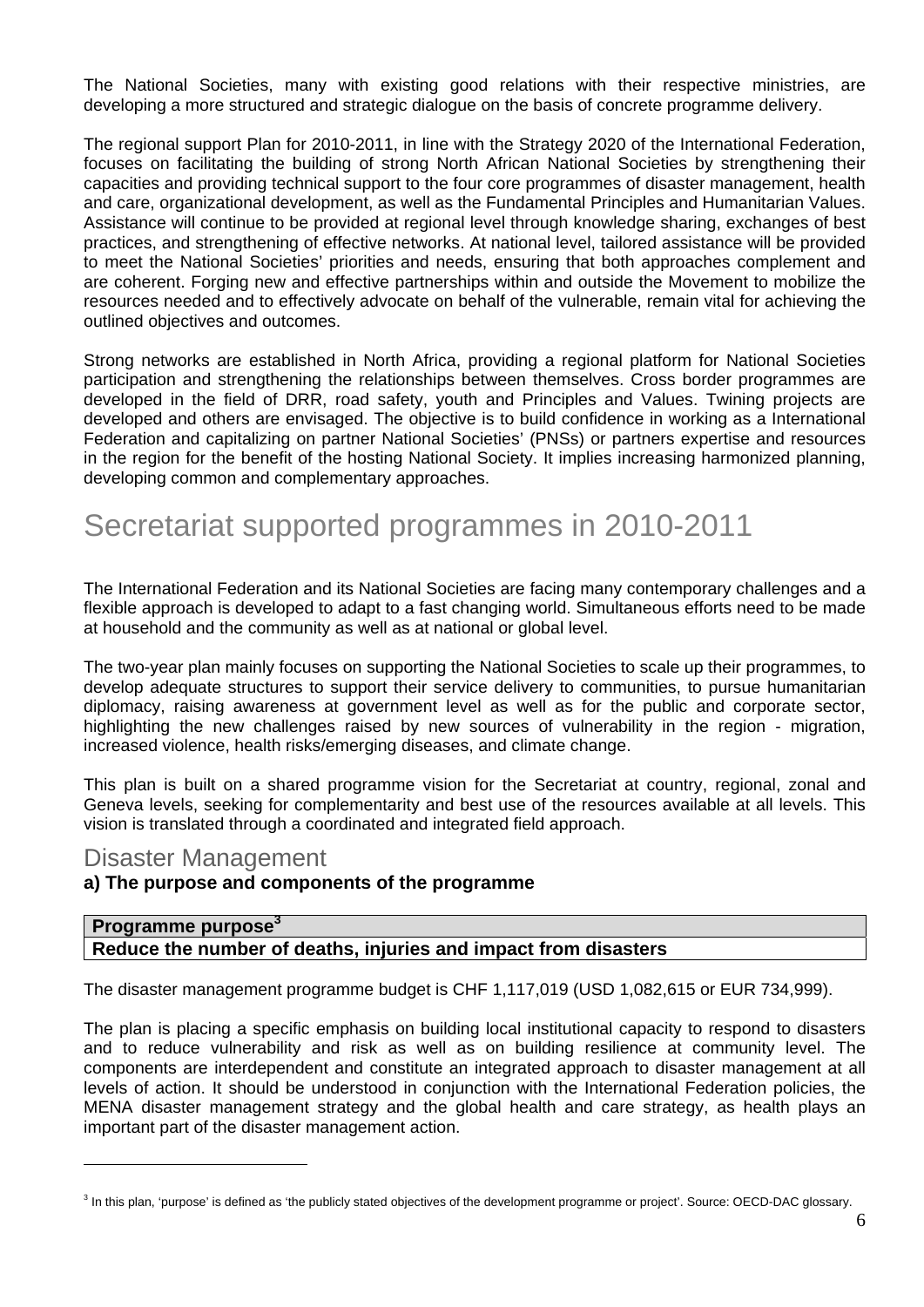The National Societies, many with existing good relations with their respective ministries, are developing a more structured and strategic dialogue on the basis of concrete programme delivery.

The regional support Plan for 2010-2011, in line with the Strategy 2020 of the International Federation, focuses on facilitating the building of strong North African National Societies by strengthening their capacities and providing technical support to the four core programmes of disaster management, health and care, organizational development, as well as the Fundamental Principles and Humanitarian Values. Assistance will continue to be provided at regional level through knowledge sharing, exchanges of best practices, and strengthening of effective networks. At national level, tailored assistance will be provided to meet the National Societies' priorities and needs, ensuring that both approaches complement and are coherent. Forging new and effective partnerships within and outside the Movement to mobilize the resources needed and to effectively advocate on behalf of the vulnerable, remain vital for achieving the outlined objectives and outcomes.

Strong networks are established in North Africa, providing a regional platform for National Societies participation and strengthening the relationships between themselves. Cross border programmes are developed in the field of DRR, road safety, youth and Principles and Values. Twining projects are developed and others are envisaged. The objective is to build confidence in working as a International Federation and capitalizing on partner National Societies' (PNSs) or partners expertise and resources in the region for the benefit of the hosting National Society. It implies increasing harmonized planning, developing common and complementary approaches.

# Secretariat supported programmes in 2010-2011

The International Federation and its National Societies are facing many contemporary challenges and a flexible approach is developed to adapt to a fast changing world. Simultaneous efforts need to be made at household and the community as well as at national or global level.

The two-year plan mainly focuses on supporting the National Societies to scale up their programmes, to develop adequate structures to support their service delivery to communities, to pursue humanitarian diplomacy, raising awareness at government level as well as for the public and corporate sector, highlighting the new challenges raised by new sources of vulnerability in the region - migration, increased violence, health risks/emerging diseases, and climate change.

This plan is built on a shared programme vision for the Secretariat at country, regional, zonal and Geneva levels, seeking for complementarity and best use of the resources available at all levels. This vision is translated through a coordinated and integrated field approach.

## Disaster Management

### a) The purpose and components of the programme

| **Programme purpose[3]** |
| --- |
| **Reduce the number of deaths, injuries and impact from disasters** |

The disaster management programme budget is CHF 1,117,019 (USD 1,082,615 or EUR 734,999).

The plan is placing a specific emphasis on building local institutional capacity to respond to disasters and to reduce vulnerability and risk as well as on building resilience at community level. The components are interdependent and constitute an integrated approach to disaster management at all levels of action. It should be understood in conjunction with the International Federation policies, the MENA disaster management strategy and the global health and care strategy, as health plays an important part of the disaster management action.

[3] In this plan, 'purpose' is defined as 'the publicly stated objectives of the development programme or project'. Source: OECD-DAC glossary.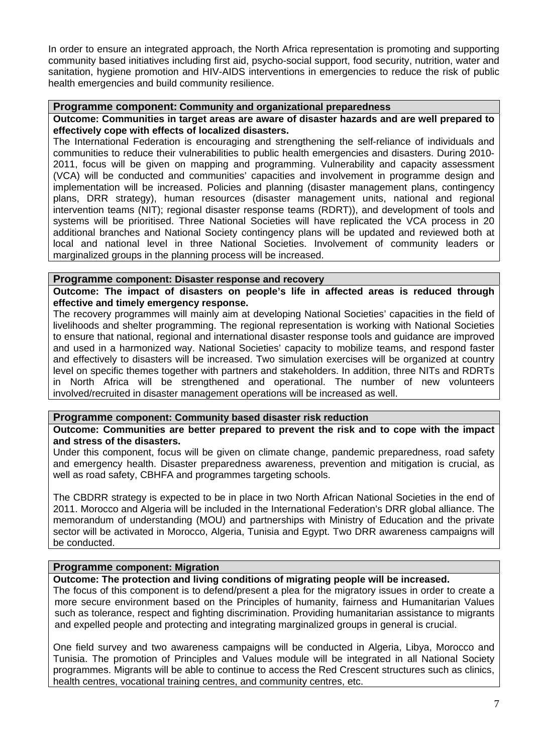In order to ensure an integrated approach, the North Africa representation is promoting and supporting community based initiatives including first aid, psycho-social support, food security, nutrition, water and sanitation, hygiene promotion and HIV-AIDS interventions in emergencies to reduce the risk of public health emergencies and build community resilience.

**Programme component: Community and organizational preparedness**

**Outcome: Communities in target areas are aware of disaster hazards and are well prepared to effectively cope with effects of localized disasters.**

The International Federation is encouraging and strengthening the self-reliance of individuals and communities to reduce their vulnerabilities to public health emergencies and disasters. During 2010-2011, focus will be given on mapping and programming. Vulnerability and capacity assessment (VCA) will be conducted and communities' capacities and involvement in programme design and implementation will be increased. Policies and planning (disaster management plans, contingency plans, DRR strategy), human resources (disaster management units, national and regional intervention teams (NIT); regional disaster response teams (RDRT)), and development of tools and systems will be prioritised. Three National Societies will have replicated the VCA process in 20 additional branches and National Society contingency plans will be updated and reviewed both at local and national level in three National Societies. Involvement of community leaders or marginalized groups in the planning process will be increased.

**Programme component: Disaster response and recovery**

**Outcome: The impact of disasters on people's life in affected areas is reduced through effective and timely emergency response.**

The recovery programmes will mainly aim at developing National Societies' capacities in the field of livelihoods and shelter programming. The regional representation is working with National Societies to ensure that national, regional and international disaster response tools and guidance are improved and used in a harmonized way. National Societies' capacity to mobilize teams, and respond faster and effectively to disasters will be increased. Two simulation exercises will be organized at country level on specific themes together with partners and stakeholders. In addition, three NITs and RDRTs in North Africa will be strengthened and operational. The number of new volunteers involved/recruited in disaster management operations will be increased as well.

**Programme component: Community based disaster risk reduction**

**Outcome: Communities are better prepared to prevent the risk and to cope with the impact and stress of the disasters.**

Under this component, focus will be given on climate change, pandemic preparedness, road safety and emergency health. Disaster preparedness awareness, prevention and mitigation is crucial, as well as road safety, CBHFA and programmes targeting schools.

The CBDRR strategy is expected to be in place in two North African National Societies in the end of 2011. Morocco and Algeria will be included in the International Federation's DRR global alliance. The memorandum of understanding (MOU) and partnerships with Ministry of Education and the private sector will be activated in Morocco, Algeria, Tunisia and Egypt. Two DRR awareness campaigns will be conducted.

**Programme component: Migration**

**Outcome: The protection and living conditions of migrating people will be increased.**

The focus of this component is to defend/present a plea for the migratory issues in order to create a more secure environment based on the Principles of humanity, fairness and Humanitarian Values such as tolerance, respect and fighting discrimination. Providing humanitarian assistance to migrants and expelled people and protecting and integrating marginalized groups in general is crucial.

One field survey and two awareness campaigns will be conducted in Algeria, Libya, Morocco and Tunisia. The promotion of Principles and Values module will be integrated in all National Society programmes. Migrants will be able to continue to access the Red Crescent structures such as clinics, health centres, vocational training centres, and community centres, etc.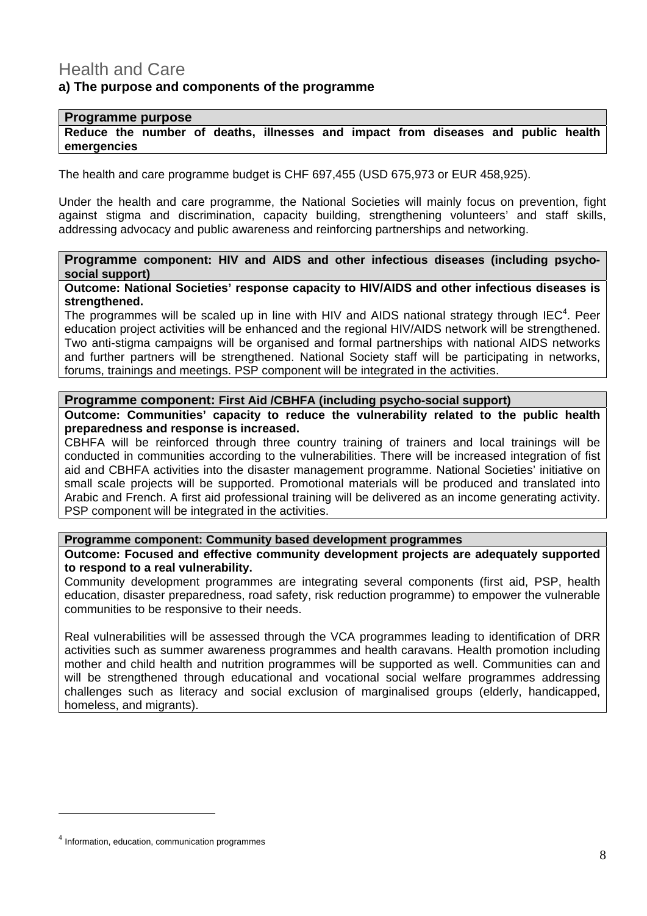# Health and Care

## a) The purpose and components of the programme

**Programme purpose**

**Reduce the number of deaths, illnesses and impact from diseases and public health emergencies**

The health and care programme budget is CHF 697,455 (USD 675,973 or EUR 458,925).

Under the health and care programme, the National Societies will mainly focus on prevention, fight against stigma and discrimination, capacity building, strengthening volunteers' and staff skills, addressing advocacy and public awareness and reinforcing partnerships and networking.

**Programme component: HIV and AIDS and other infectious diseases (including psycho-social support)**

**Outcome: National Societies' response capacity to HIV/AIDS and other infectious diseases is strengthened.**

The programmes will be scaled up in line with HIV and AIDS national strategy through IEC[4]. Peer education project activities will be enhanced and the regional HIV/AIDS network will be strengthened. Two anti-stigma campaigns will be organised and formal partnerships with national AIDS networks and further partners will be strengthened. National Society staff will be participating in networks, forums, trainings and meetings. PSP component will be integrated in the activities.

**Programme component: First Aid /CBHFA (including psycho-social support)**

**Outcome: Communities' capacity to reduce the vulnerability related to the public health preparedness and response is increased.**

CBHFA will be reinforced through three country training of trainers and local trainings will be conducted in communities according to the vulnerabilities. There will be increased integration of fist aid and CBHFA activities into the disaster management programme. National Societies' initiative on small scale projects will be supported. Promotional materials will be produced and translated into Arabic and French. A first aid professional training will be delivered as an income generating activity. PSP component will be integrated in the activities.

**Programme component: Community based development programmes**

**Outcome: Focused and effective community development projects are adequately supported to respond to a real vulnerability.**

Community development programmes are integrating several components (first aid, PSP, health education, disaster preparedness, road safety, risk reduction programme) to empower the vulnerable communities to be responsive to their needs.

Real vulnerabilities will be assessed through the VCA programmes leading to identification of DRR activities such as summer awareness programmes and health caravans. Health promotion including mother and child health and nutrition programmes will be supported as well. Communities can and will be strengthened through educational and vocational social welfare programmes addressing challenges such as literacy and social exclusion of marginalised groups (elderly, handicapped, homeless, and migrants).

---

[4] Information, education, communication programmes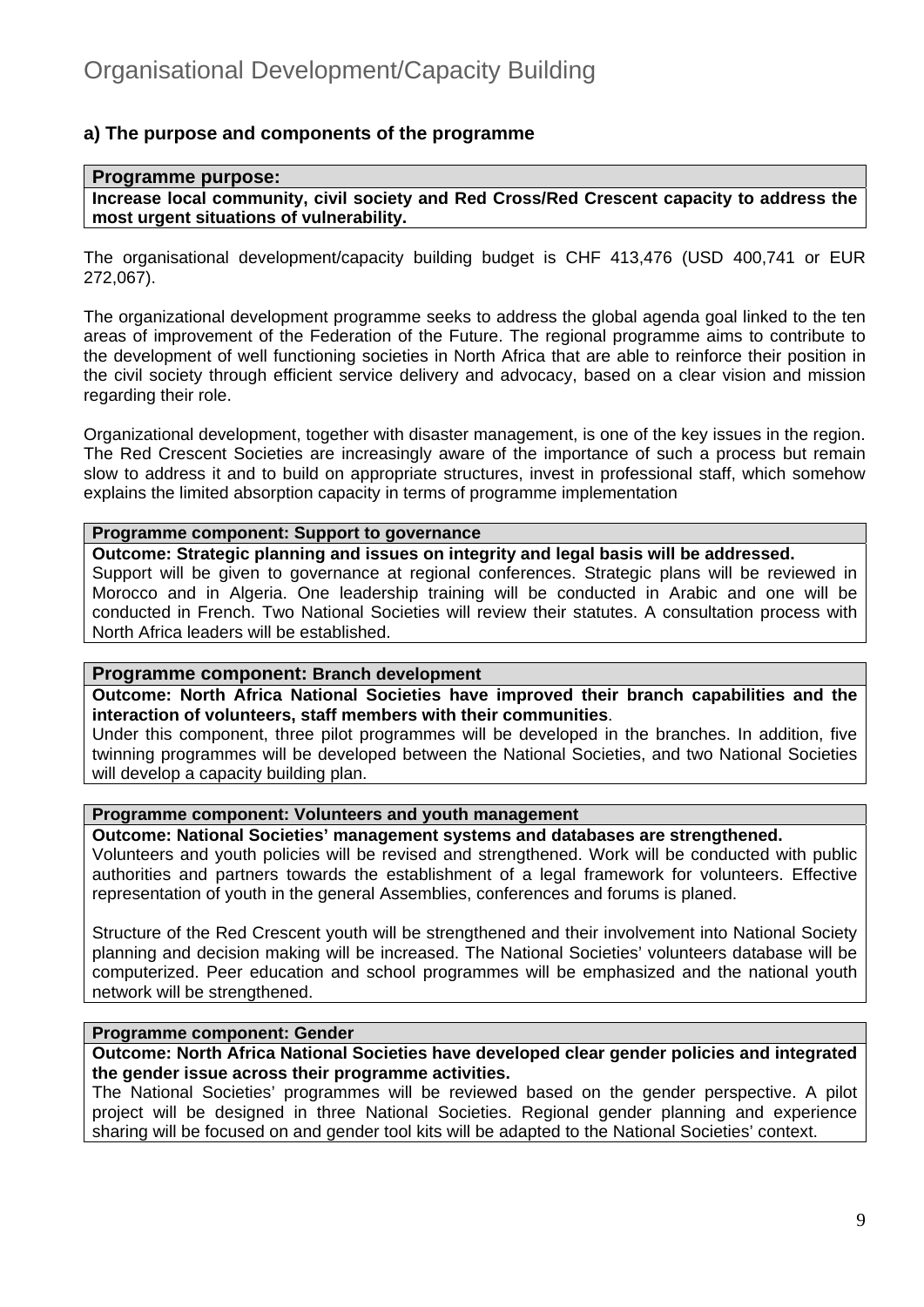# Organisational Development/Capacity Building

### a) The purpose and components of the programme

| **Programme purpose:** |
|---|
| **Increase local community, civil society and Red Cross/Red Crescent capacity to address the most urgent situations of vulnerability.** |

The organisational development/capacity building budget is CHF 413,476 (USD 400,741 or EUR 272,067).

The organizational development programme seeks to address the global agenda goal linked to the ten areas of improvement of the Federation of the Future. The regional programme aims to contribute to the development of well functioning societies in North Africa that are able to reinforce their position in the civil society through efficient service delivery and advocacy, based on a clear vision and mission regarding their role.

Organizational development, together with disaster management, is one of the key issues in the region. The Red Crescent Societies are increasingly aware of the importance of such a process but remain slow to address it and to build on appropriate structures, invest in professional staff, which somehow explains the limited absorption capacity in terms of programme implementation

| **Programme component: Support to governance** |
|---|
| **Outcome: Strategic planning and issues on integrity and legal basis will be addressed.** Support will be given to governance at regional conferences. Strategic plans will be reviewed in Morocco and in Algeria. One leadership training will be conducted in Arabic and one will be conducted in French. Two National Societies will review their statutes. A consultation process with North Africa leaders will be established. |

| **Programme component: Branch development** |
|---|
| **Outcome: North Africa National Societies have improved their branch capabilities and the interaction of volunteers, staff members with their communities**. Under this component, three pilot programmes will be developed in the branches. In addition, five twinning programmes will be developed between the National Societies, and two National Societies will develop a capacity building plan. |

| **Programme component: Volunteers and youth management** |
|---|
| **Outcome: National Societies' management systems and databases are strengthened.** Volunteers and youth policies will be revised and strengthened. Work will be conducted with public authorities and partners towards the establishment of a legal framework for volunteers. Effective representation of youth in the general Assemblies, conferences and forums is planed. <br><br> Structure of the Red Crescent youth will be strengthened and their involvement into National Society planning and decision making will be increased. The National Societies' volunteers database will be computerized. Peer education and school programmes will be emphasized and the national youth network will be strengthened. |

| **Programme component: Gender** |
|---|
| **Outcome: North Africa National Societies have developed clear gender policies and integrated the gender issue across their programme activities.** The National Societies' programmes will be reviewed based on the gender perspective. A pilot project will be designed in three National Societies. Regional gender planning and experience sharing will be focused on and gender tool kits will be adapted to the National Societies' context. |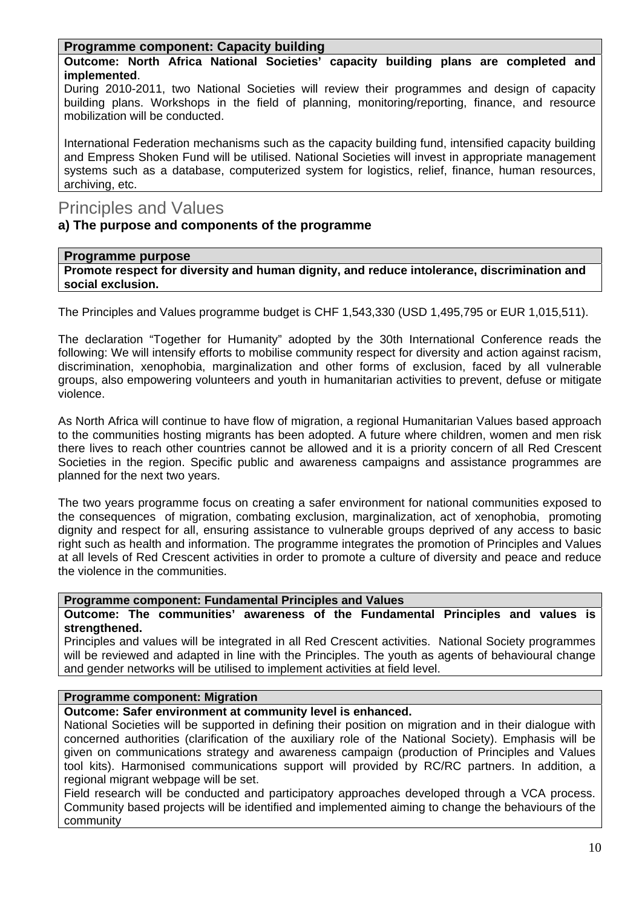**Programme component: Capacity building**

**Outcome: North Africa National Societies' capacity building plans are completed and implemented**.

During 2010-2011, two National Societies will review their programmes and design of capacity building plans. Workshops in the field of planning, monitoring/reporting, finance, and resource mobilization will be conducted.

International Federation mechanisms such as the capacity building fund, intensified capacity building and Empress Shoken Fund will be utilised. National Societies will invest in appropriate management systems such as a database, computerized system for logistics, relief, finance, human resources, archiving, etc.

# Principles and Values

### a) The purpose and components of the programme

**Programme purpose**

**Promote respect for diversity and human dignity, and reduce intolerance, discrimination and social exclusion.**

The Principles and Values programme budget is CHF 1,543,330 (USD 1,495,795 or EUR 1,015,511).

The declaration "Together for Humanity" adopted by the 30th International Conference reads the following: We will intensify efforts to mobilise community respect for diversity and action against racism, discrimination, xenophobia, marginalization and other forms of exclusion, faced by all vulnerable groups, also empowering volunteers and youth in humanitarian activities to prevent, defuse or mitigate violence.

As North Africa will continue to have flow of migration, a regional Humanitarian Values based approach to the communities hosting migrants has been adopted. A future where children, women and men risk there lives to reach other countries cannot be allowed and it is a priority concern of all Red Crescent Societies in the region. Specific public and awareness campaigns and assistance programmes are planned for the next two years.

The two years programme focus on creating a safer environment for national communities exposed to the consequences of migration, combating exclusion, marginalization, act of xenophobia, promoting dignity and respect for all, ensuring assistance to vulnerable groups deprived of any access to basic right such as health and information. The programme integrates the promotion of Principles and Values at all levels of Red Crescent activities in order to promote a culture of diversity and peace and reduce the violence in the communities.

**Programme component: Fundamental Principles and Values**

**Outcome: The communities' awareness of the Fundamental Principles and values is strengthened.**

Principles and values will be integrated in all Red Crescent activities. National Society programmes will be reviewed and adapted in line with the Principles. The youth as agents of behavioural change and gender networks will be utilised to implement activities at field level.

**Programme component: Migration**

**Outcome: Safer environment at community level is enhanced.**

National Societies will be supported in defining their position on migration and in their dialogue with concerned authorities (clarification of the auxiliary role of the National Society). Emphasis will be given on communications strategy and awareness campaign (production of Principles and Values tool kits). Harmonised communications support will provided by RC/RC partners. In addition, a regional migrant webpage will be set.

Field research will be conducted and participatory approaches developed through a VCA process. Community based projects will be identified and implemented aiming to change the behaviours of the community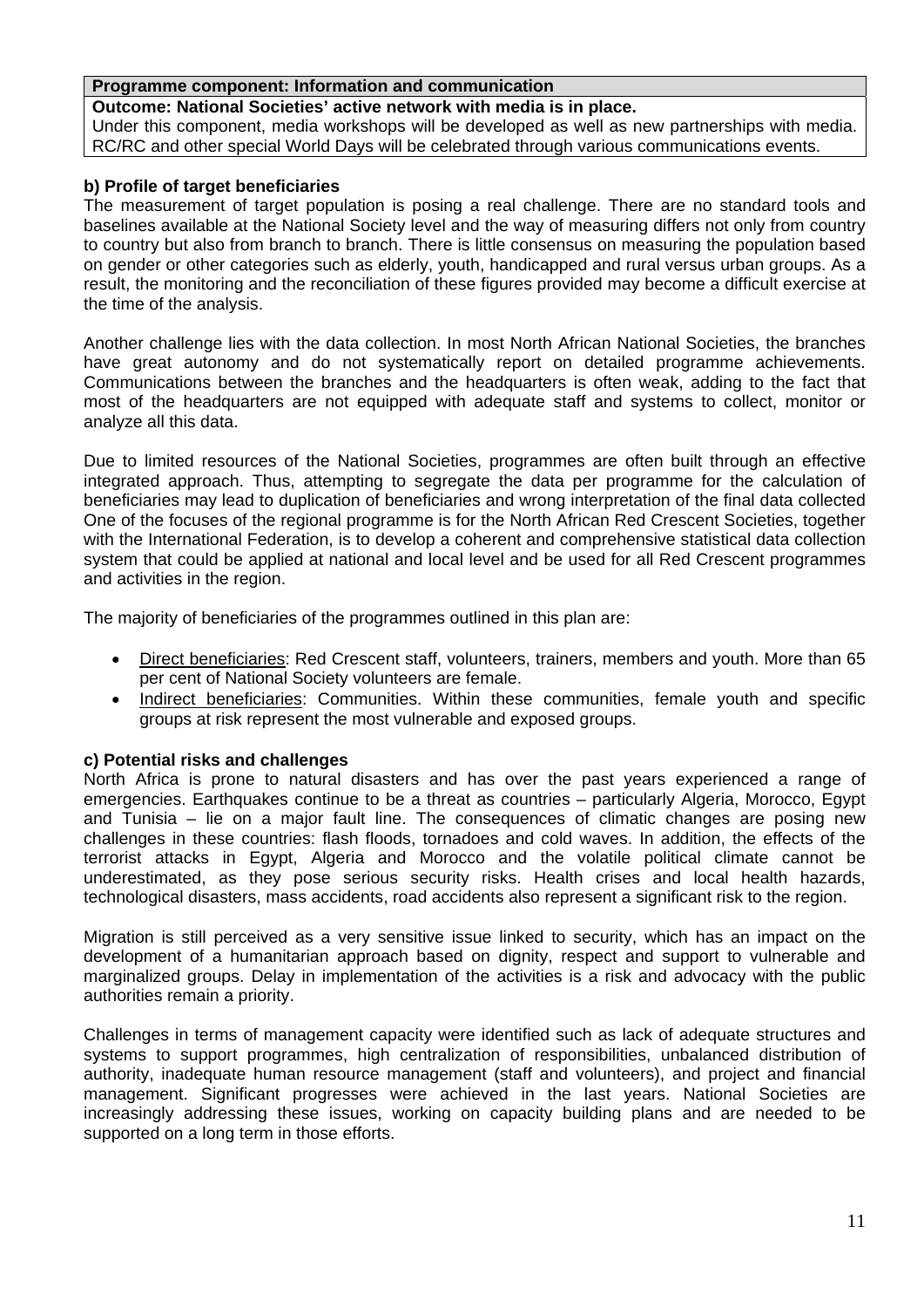| Programme component: Information and communication |
| --- |
| **Outcome: National Societies' active network with media is in place.**<br>Under this component, media workshops will be developed as well as new partnerships with media. RC/RC and other special World Days will be celebrated through various communications events. |

**b) Profile of target beneficiaries**

The measurement of target population is posing a real challenge. There are no standard tools and baselines available at the National Society level and the way of measuring differs not only from country to country but also from branch to branch. There is little consensus on measuring the population based on gender or other categories such as elderly, youth, handicapped and rural versus urban groups. As a result, the monitoring and the reconciliation of these figures provided may become a difficult exercise at the time of the analysis.

Another challenge lies with the data collection. In most North African National Societies, the branches have great autonomy and do not systematically report on detailed programme achievements. Communications between the branches and the headquarters is often weak, adding to the fact that most of the headquarters are not equipped with adequate staff and systems to collect, monitor or analyze all this data.

Due to limited resources of the National Societies, programmes are often built through an effective integrated approach. Thus, attempting to segregate the data per programme for the calculation of beneficiaries may lead to duplication of beneficiaries and wrong interpretation of the final data collected One of the focuses of the regional programme is for the North African Red Crescent Societies, together with the International Federation, is to develop a coherent and comprehensive statistical data collection system that could be applied at national and local level and be used for all Red Crescent programmes and activities in the region.

The majority of beneficiaries of the programmes outlined in this plan are:

- Direct beneficiaries: Red Crescent staff, volunteers, trainers, members and youth. More than 65 per cent of National Society volunteers are female.
- Indirect beneficiaries: Communities. Within these communities, female youth and specific groups at risk represent the most vulnerable and exposed groups.

**c) Potential risks and challenges**

North Africa is prone to natural disasters and has over the past years experienced a range of emergencies. Earthquakes continue to be a threat as countries – particularly Algeria, Morocco, Egypt and Tunisia – lie on a major fault line. The consequences of climatic changes are posing new challenges in these countries: flash floods, tornadoes and cold waves. In addition, the effects of the terrorist attacks in Egypt, Algeria and Morocco and the volatile political climate cannot be underestimated, as they pose serious security risks. Health crises and local health hazards, technological disasters, mass accidents, road accidents also represent a significant risk to the region.

Migration is still perceived as a very sensitive issue linked to security, which has an impact on the development of a humanitarian approach based on dignity, respect and support to vulnerable and marginalized groups. Delay in implementation of the activities is a risk and advocacy with the public authorities remain a priority.

Challenges in terms of management capacity were identified such as lack of adequate structures and systems to support programmes, high centralization of responsibilities, unbalanced distribution of authority, inadequate human resource management (staff and volunteers), and project and financial management. Significant progresses were achieved in the last years. National Societies are increasingly addressing these issues, working on capacity building plans and are needed to be supported on a long term in those efforts.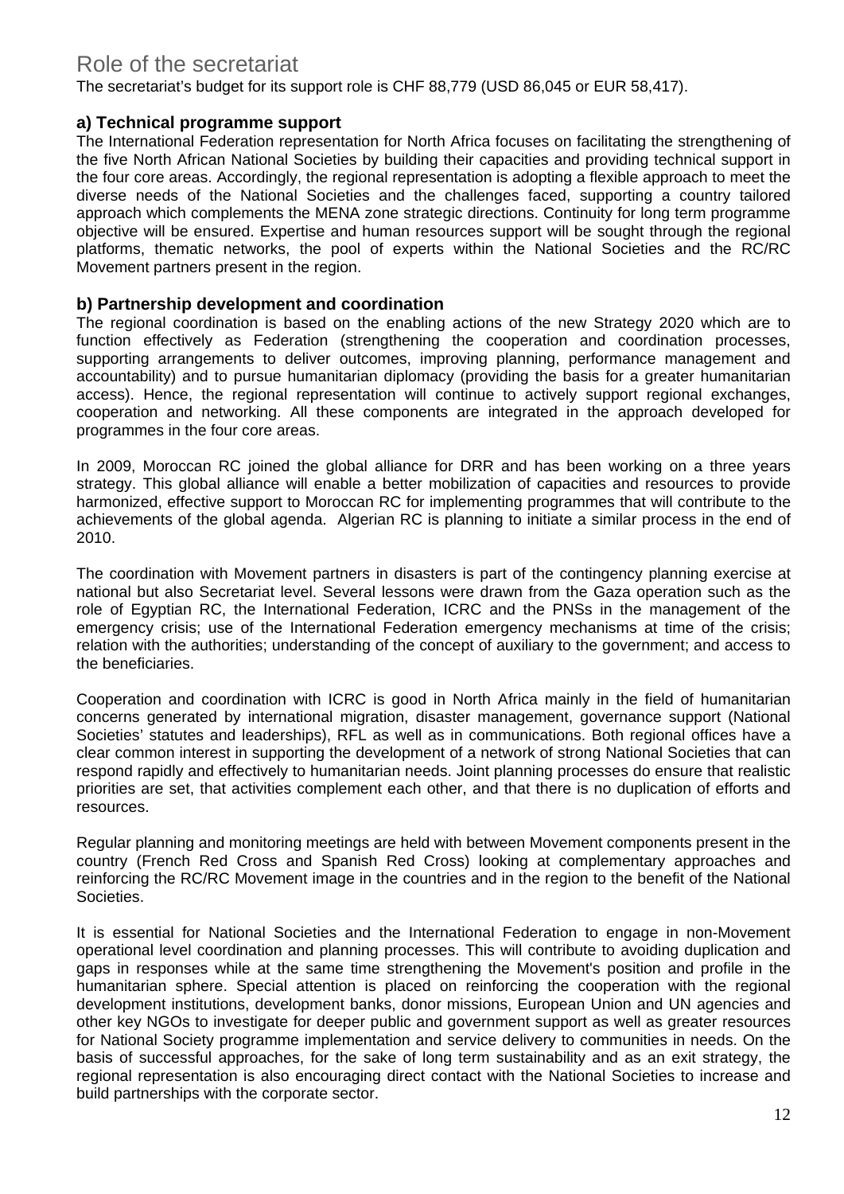# Role of the secretariat

The secretariat's budget for its support role is CHF 88,779 (USD 86,045 or EUR 58,417).

### a) Technical programme support

The International Federation representation for North Africa focuses on facilitating the strengthening of the five North African National Societies by building their capacities and providing technical support in the four core areas. Accordingly, the regional representation is adopting a flexible approach to meet the diverse needs of the National Societies and the challenges faced, supporting a country tailored approach which complements the MENA zone strategic directions. Continuity for long term programme objective will be ensured. Expertise and human resources support will be sought through the regional platforms, thematic networks, the pool of experts within the National Societies and the RC/RC Movement partners present in the region.

### b) Partnership development and coordination

The regional coordination is based on the enabling actions of the new Strategy 2020 which are to function effectively as Federation (strengthening the cooperation and coordination processes, supporting arrangements to deliver outcomes, improving planning, performance management and accountability) and to pursue humanitarian diplomacy (providing the basis for a greater humanitarian access). Hence, the regional representation will continue to actively support regional exchanges, cooperation and networking. All these components are integrated in the approach developed for programmes in the four core areas.

In 2009, Moroccan RC joined the global alliance for DRR and has been working on a three years strategy. This global alliance will enable a better mobilization of capacities and resources to provide harmonized, effective support to Moroccan RC for implementing programmes that will contribute to the achievements of the global agenda. Algerian RC is planning to initiate a similar process in the end of 2010.

The coordination with Movement partners in disasters is part of the contingency planning exercise at national but also Secretariat level. Several lessons were drawn from the Gaza operation such as the role of Egyptian RC, the International Federation, ICRC and the PNSs in the management of the emergency crisis; use of the International Federation emergency mechanisms at time of the crisis; relation with the authorities; understanding of the concept of auxiliary to the government; and access to the beneficiaries.

Cooperation and coordination with ICRC is good in North Africa mainly in the field of humanitarian concerns generated by international migration, disaster management, governance support (National Societies' statutes and leaderships), RFL as well as in communications. Both regional offices have a clear common interest in supporting the development of a network of strong National Societies that can respond rapidly and effectively to humanitarian needs. Joint planning processes do ensure that realistic priorities are set, that activities complement each other, and that there is no duplication of efforts and resources.

Regular planning and monitoring meetings are held with between Movement components present in the country (French Red Cross and Spanish Red Cross) looking at complementary approaches and reinforcing the RC/RC Movement image in the countries and in the region to the benefit of the National Societies.

It is essential for National Societies and the International Federation to engage in non-Movement operational level coordination and planning processes. This will contribute to avoiding duplication and gaps in responses while at the same time strengthening the Movement's position and profile in the humanitarian sphere. Special attention is placed on reinforcing the cooperation with the regional development institutions, development banks, donor missions, European Union and UN agencies and other key NGOs to investigate for deeper public and government support as well as greater resources for National Society programme implementation and service delivery to communities in needs. On the basis of successful approaches, for the sake of long term sustainability and as an exit strategy, the regional representation is also encouraging direct contact with the National Societies to increase and build partnerships with the corporate sector.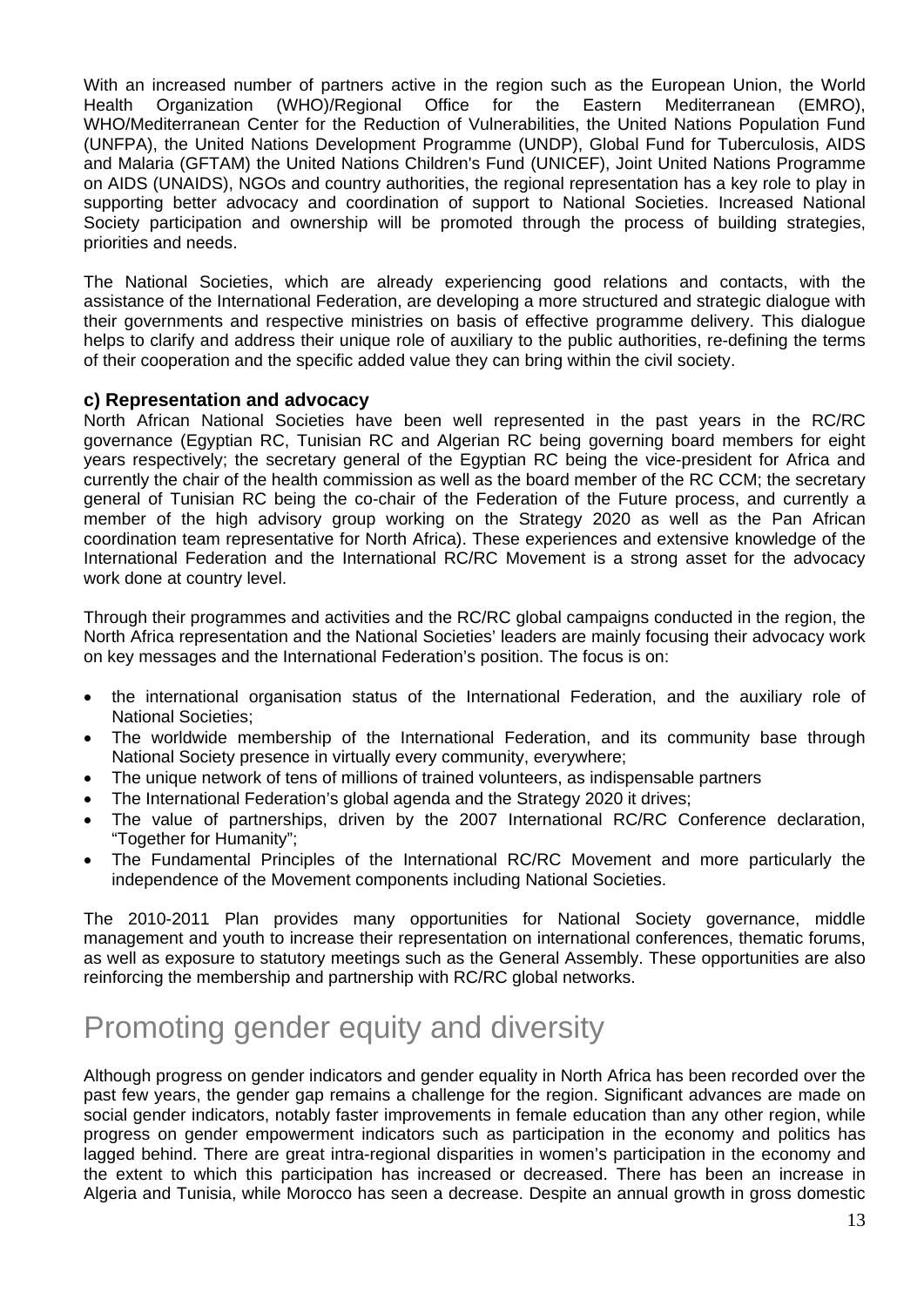With an increased number of partners active in the region such as the European Union, the World Health Organization (WHO)/Regional Office for the Eastern Mediterranean (EMRO), WHO/Mediterranean Center for the Reduction of Vulnerabilities, the United Nations Population Fund (UNFPA), the United Nations Development Programme (UNDP), Global Fund for Tuberculosis, AIDS and Malaria (GFTAM) the United Nations Children's Fund (UNICEF), Joint United Nations Programme on AIDS (UNAIDS), NGOs and country authorities, the regional representation has a key role to play in supporting better advocacy and coordination of support to National Societies. Increased National Society participation and ownership will be promoted through the process of building strategies, priorities and needs.

The National Societies, which are already experiencing good relations and contacts, with the assistance of the International Federation, are developing a more structured and strategic dialogue with their governments and respective ministries on basis of effective programme delivery. This dialogue helps to clarify and address their unique role of auxiliary to the public authorities, re-defining the terms of their cooperation and the specific added value they can bring within the civil society.

### c) Representation and advocacy

North African National Societies have been well represented in the past years in the RC/RC governance (Egyptian RC, Tunisian RC and Algerian RC being governing board members for eight years respectively; the secretary general of the Egyptian RC being the vice-president for Africa and currently the chair of the health commission as well as the board member of the RC CCM; the secretary general of Tunisian RC being the co-chair of the Federation of the Future process, and currently a member of the high advisory group working on the Strategy 2020 as well as the Pan African coordination team representative for North Africa). These experiences and extensive knowledge of the International Federation and the International RC/RC Movement is a strong asset for the advocacy work done at country level.

Through their programmes and activities and the RC/RC global campaigns conducted in the region, the North Africa representation and the National Societies' leaders are mainly focusing their advocacy work on key messages and the International Federation's position. The focus is on:

- the international organisation status of the International Federation, and the auxiliary role of National Societies;
- The worldwide membership of the International Federation, and its community base through National Society presence in virtually every community, everywhere;
- The unique network of tens of millions of trained volunteers, as indispensable partners
- The International Federation's global agenda and the Strategy 2020 it drives;
- The value of partnerships, driven by the 2007 International RC/RC Conference declaration, "Together for Humanity";
- The Fundamental Principles of the International RC/RC Movement and more particularly the independence of the Movement components including National Societies.

The 2010-2011 Plan provides many opportunities for National Society governance, middle management and youth to increase their representation on international conferences, thematic forums, as well as exposure to statutory meetings such as the General Assembly. These opportunities are also reinforcing the membership and partnership with RC/RC global networks.

# Promoting gender equity and diversity

Although progress on gender indicators and gender equality in North Africa has been recorded over the past few years, the gender gap remains a challenge for the region. Significant advances are made on social gender indicators, notably faster improvements in female education than any other region, while progress on gender empowerment indicators such as participation in the economy and politics has lagged behind. There are great intra-regional disparities in women's participation in the economy and the extent to which this participation has increased or decreased. There has been an increase in Algeria and Tunisia, while Morocco has seen a decrease. Despite an annual growth in gross domestic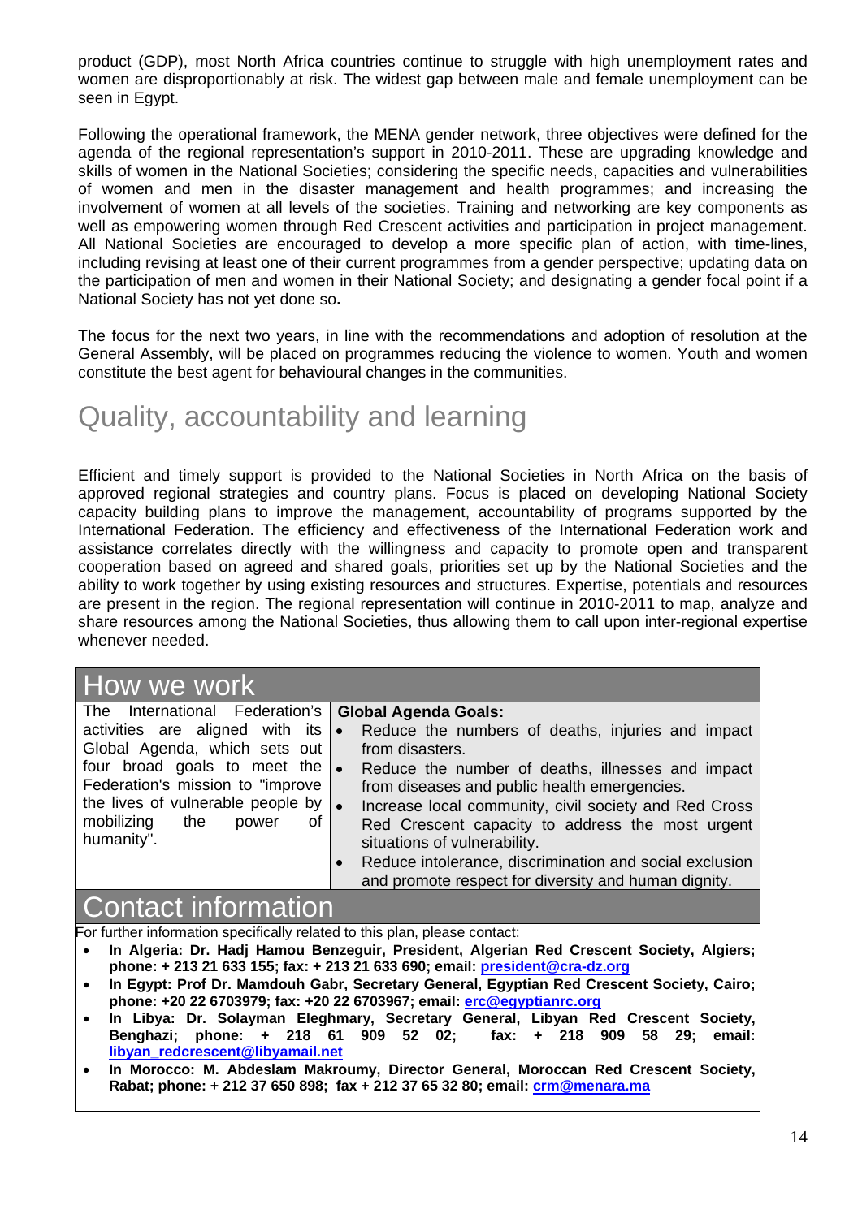product (GDP), most North Africa countries continue to struggle with high unemployment rates and women are disproportionably at risk. The widest gap between male and female unemployment can be seen in Egypt.

Following the operational framework, the MENA gender network, three objectives were defined for the agenda of the regional representation's support in 2010-2011. These are upgrading knowledge and skills of women in the National Societies; considering the specific needs, capacities and vulnerabilities of women and men in the disaster management and health programmes; and increasing the involvement of women at all levels of the societies. Training and networking are key components as well as empowering women through Red Crescent activities and participation in project management. All National Societies are encouraged to develop a more specific plan of action, with time-lines, including revising at least one of their current programmes from a gender perspective; updating data on the participation of men and women in their National Society; and designating a gender focal point if a National Society has not yet done so**.**

The focus for the next two years, in line with the recommendations and adoption of resolution at the General Assembly, will be placed on programmes reducing the violence to women. Youth and women constitute the best agent for behavioural changes in the communities.

# Quality, accountability and learning

Efficient and timely support is provided to the National Societies in North Africa on the basis of approved regional strategies and country plans. Focus is placed on developing National Society capacity building plans to improve the management, accountability of programs supported by the International Federation. The efficiency and effectiveness of the International Federation work and assistance correlates directly with the willingness and capacity to promote open and transparent cooperation based on agreed and shared goals, priorities set up by the National Societies and the ability to work together by using existing resources and structures. Expertise, potentials and resources are present in the region. The regional representation will continue in 2010-2011 to map, analyze and share resources among the National Societies, thus allowing them to call upon inter-regional expertise whenever needed.

# How we work

The International Federation's activities are aligned with its Global Agenda, which sets out four broad goals to meet the Federation's mission to "improve the lives of vulnerable people by mobilizing the power of humanity".

**Global Agenda Goals:**

- Reduce the numbers of deaths, injuries and impact from disasters.
- Reduce the number of deaths, illnesses and impact from diseases and public health emergencies.
- Increase local community, civil society and Red Cross Red Crescent capacity to address the most urgent situations of vulnerability.
- Reduce intolerance, discrimination and social exclusion and promote respect for diversity and human dignity.

# Contact information

For further information specifically related to this plan, please contact:

- **In Algeria: Dr. Hadj Hamou Benzeguir, President, Algerian Red Crescent Society, Algiers; phone: + 213 21 633 155; fax: + 213 21 633 690; email: president@cra-dz.org**
- **In Egypt: Prof Dr. Mamdouh Gabr, Secretary General, Egyptian Red Crescent Society, Cairo; phone: +20 22 6703979; fax: +20 22 6703967; email: erc@egyptianrc.org**
- **In Libya: Dr. Solayman Eleghmary, Secretary General, Libyan Red Crescent Society, Benghazi; phone: + 218 61 909 52 02; fax: + 218 909 58 29; email: libyan_redcrescent@libyamail.net**
- **In Morocco: M. Abdeslam Makroumy, Director General, Moroccan Red Crescent Society, Rabat; phone: + 212 37 650 898; fax + 212 37 65 32 80; email: crm@menara.ma**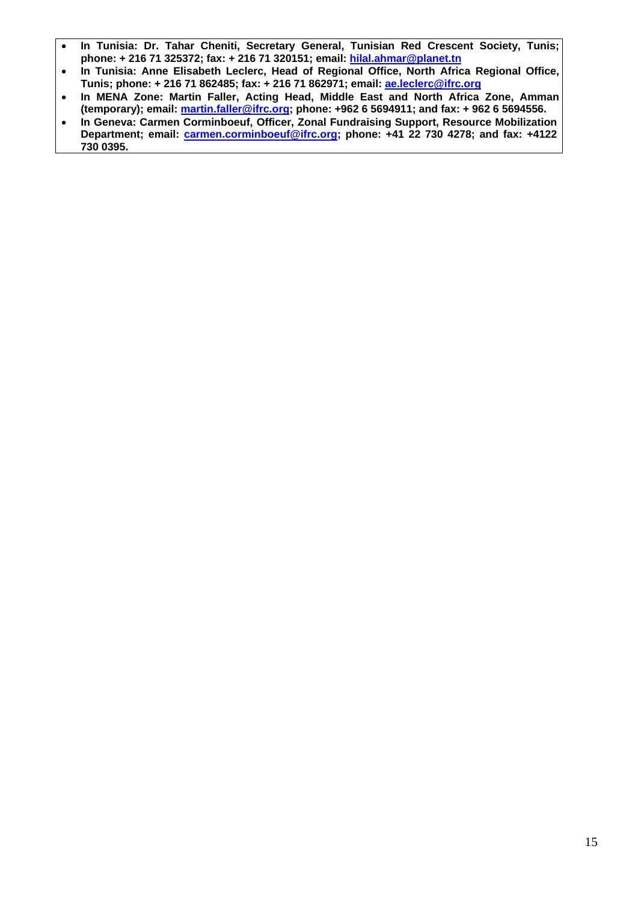- **In Tunisia: Dr. Tahar Cheniti, Secretary General, Tunisian Red Crescent Society, Tunis; phone: + 216 71 325372; fax: + 216 71 320151; email: hilal.ahmar@planet.tn**
- **In Tunisia: Anne Elisabeth Leclerc, Head of Regional Office, North Africa Regional Office, Tunis; phone: + 216 71 862485; fax: + 216 71 862971; email: ae.leclerc@ifrc.org**
- **In MENA Zone: Martin Faller, Acting Head, Middle East and North Africa Zone, Amman (temporary); email: martin.faller@ifrc.org; phone: +962 6 5694911; and fax: + 962 6 5694556.**
- **In Geneva: Carmen Corminboeuf, Officer, Zonal Fundraising Support, Resource Mobilization Department; email: carmen.corminboeuf@ifrc.org; phone: +41 22 730 4278; and fax: +4122 730 0395.**